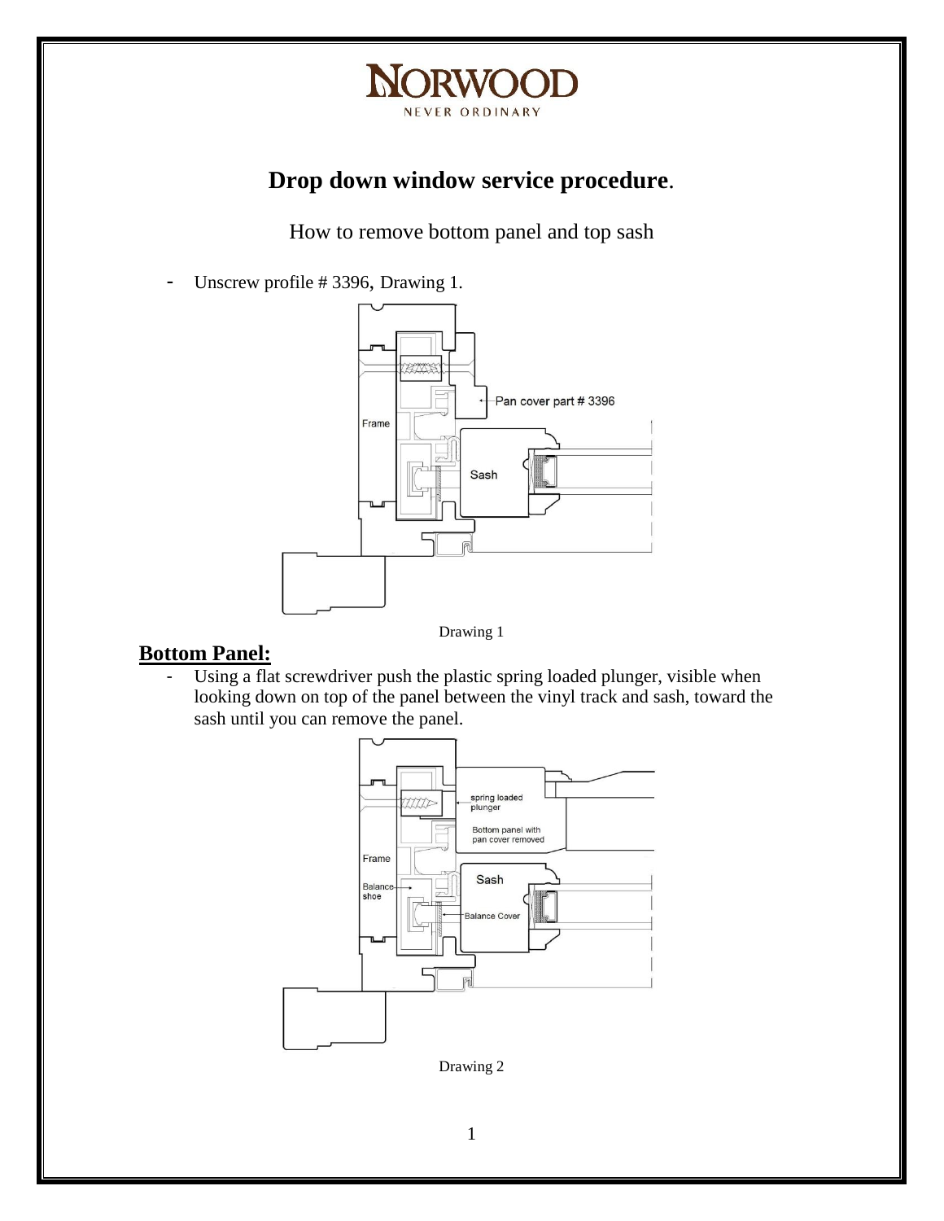NORWOOD
NEVER ORDINARY

# Drop down window service procedure.

How to remove bottom panel and top sash

- Unscrew profile # 3396, Drawing 1.

Pan cover part # 3396

Frame

Sash

Drawing 1

## Bottom Panel:

- Using a flat screwdriver push the plastic spring loaded plunger, visible when looking down on top of the panel between the vinyl track and sash, toward the sash until you can remove the panel.

spring loaded plunger

Bottom panel with pan cover removed

Frame

Sash

Balance shoe

Balance Cover

Drawing 2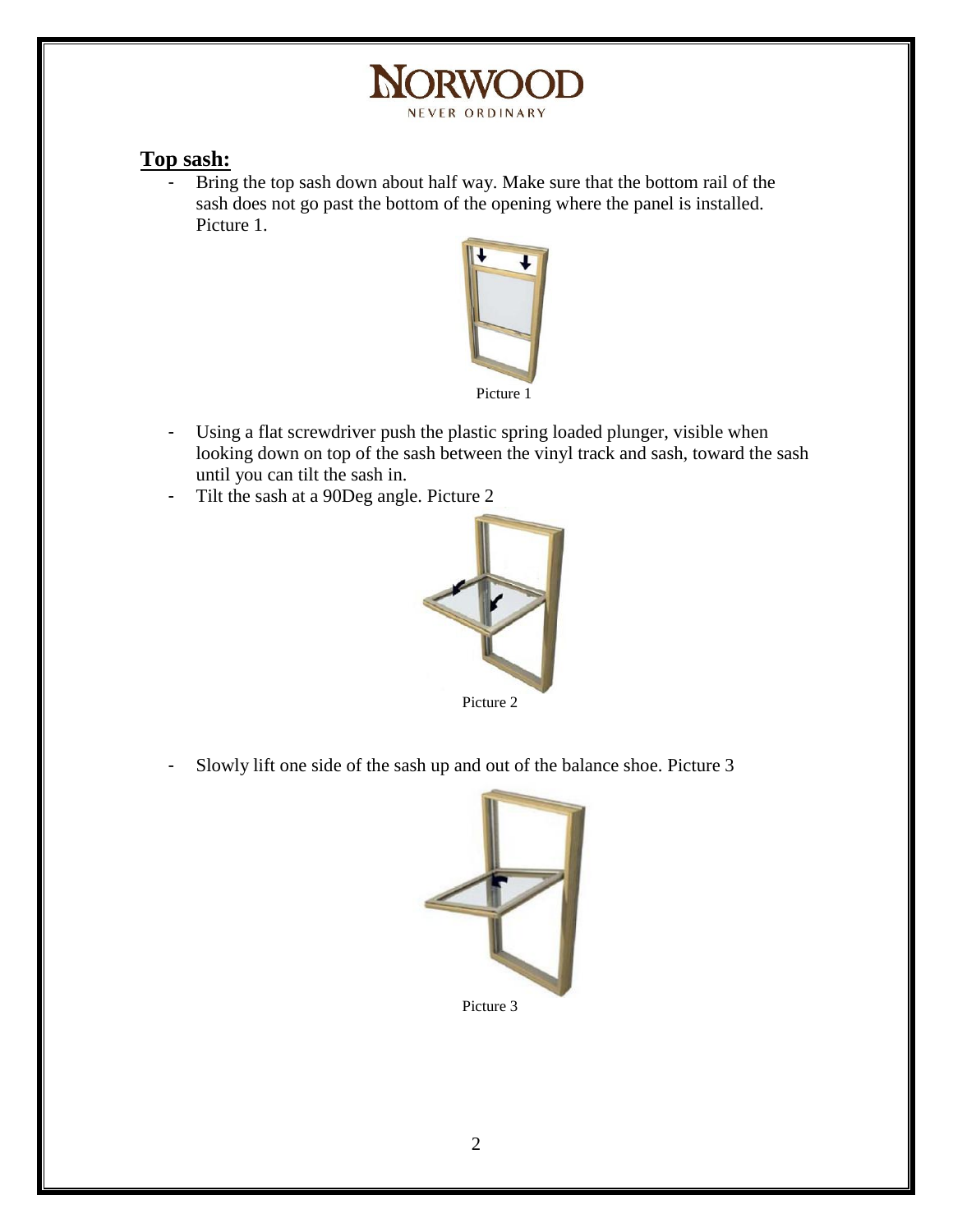## Top sash:

- Bring the top sash down about half way. Make sure that the bottom rail of the sash does not go past the bottom of the opening where the panel is installed. Picture 1.

Picture 1

- Using a flat screwdriver push the plastic spring loaded plunger, visible when looking down on top of the sash between the vinyl track and sash, toward the sash until you can tilt the sash in.
- Tilt the sash at a 90Deg angle. Picture 2

Picture 2

- Slowly lift one side of the sash up and out of the balance shoe. Picture 3

Picture 3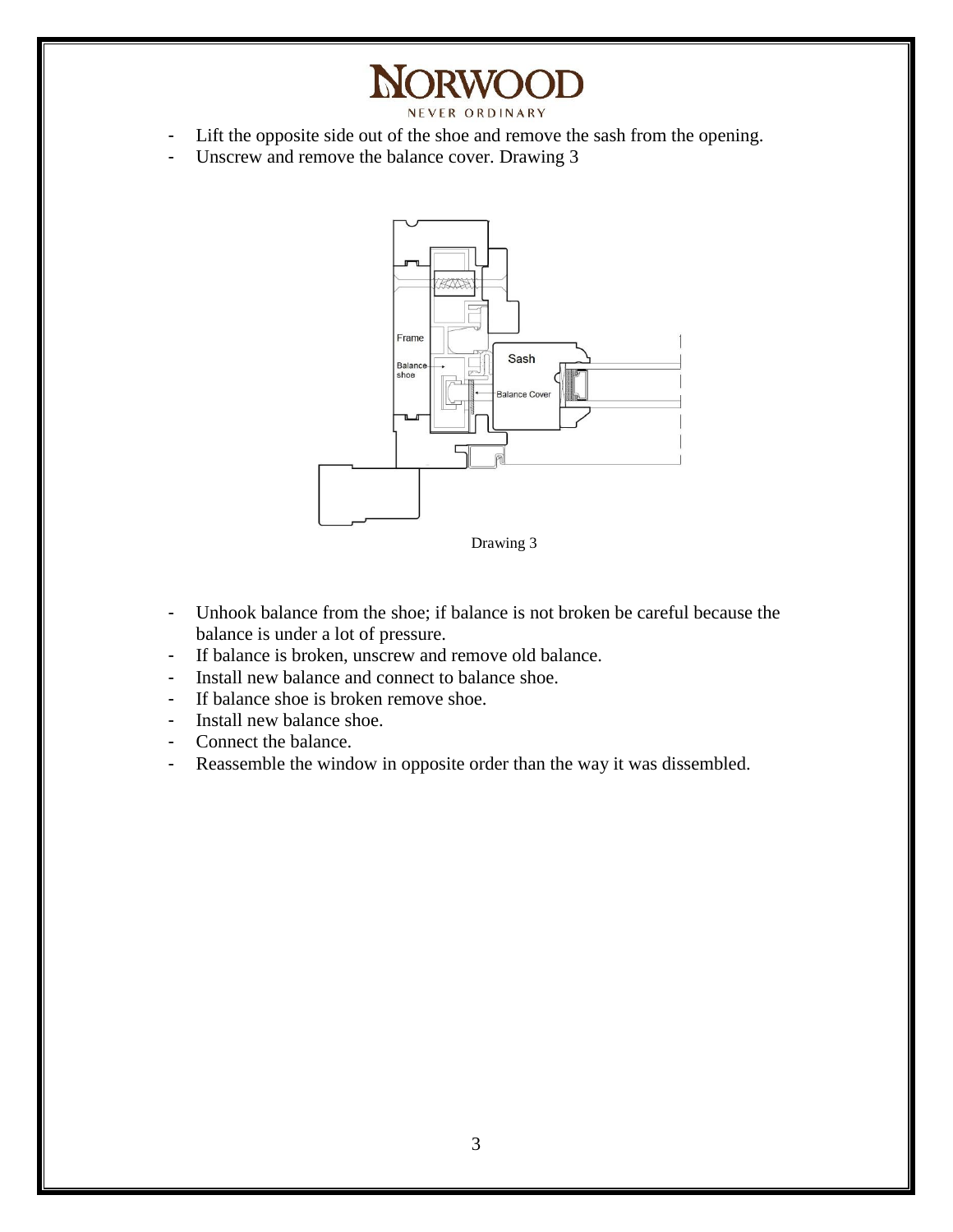- Lift the opposite side out of the shoe and remove the sash from the opening.
- Unscrew and remove the balance cover. Drawing 3

Frame

Balance shoe

Sash

Balance Cover

Drawing 3

- Unhook balance from the shoe; if balance is not broken be careful because the balance is under a lot of pressure.
- If balance is broken, unscrew and remove old balance.
- Install new balance and connect to balance shoe.
- If balance shoe is broken remove shoe.
- Install new balance shoe.
- Connect the balance.
- Reassemble the window in opposite order than the way it was dissembled.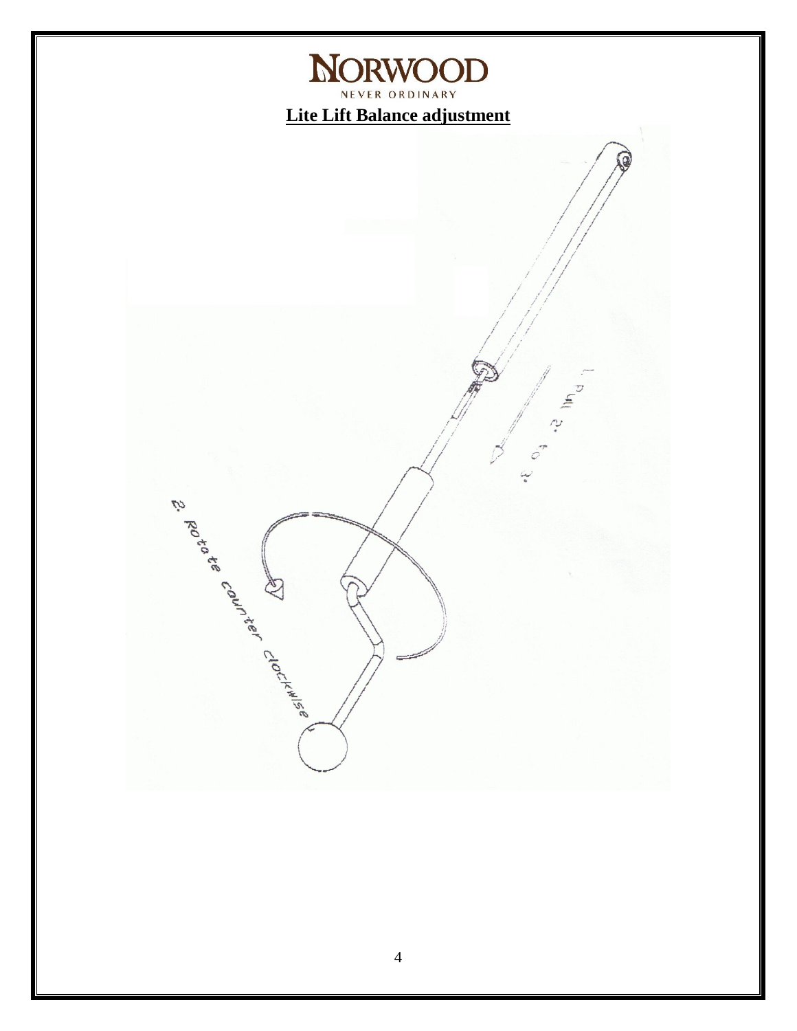# NORWOOD

NEVER ORDINARY

**Lite Lift Balance adjustment**

1. Pull 2" to 3"

2. Rotate counter clockwise